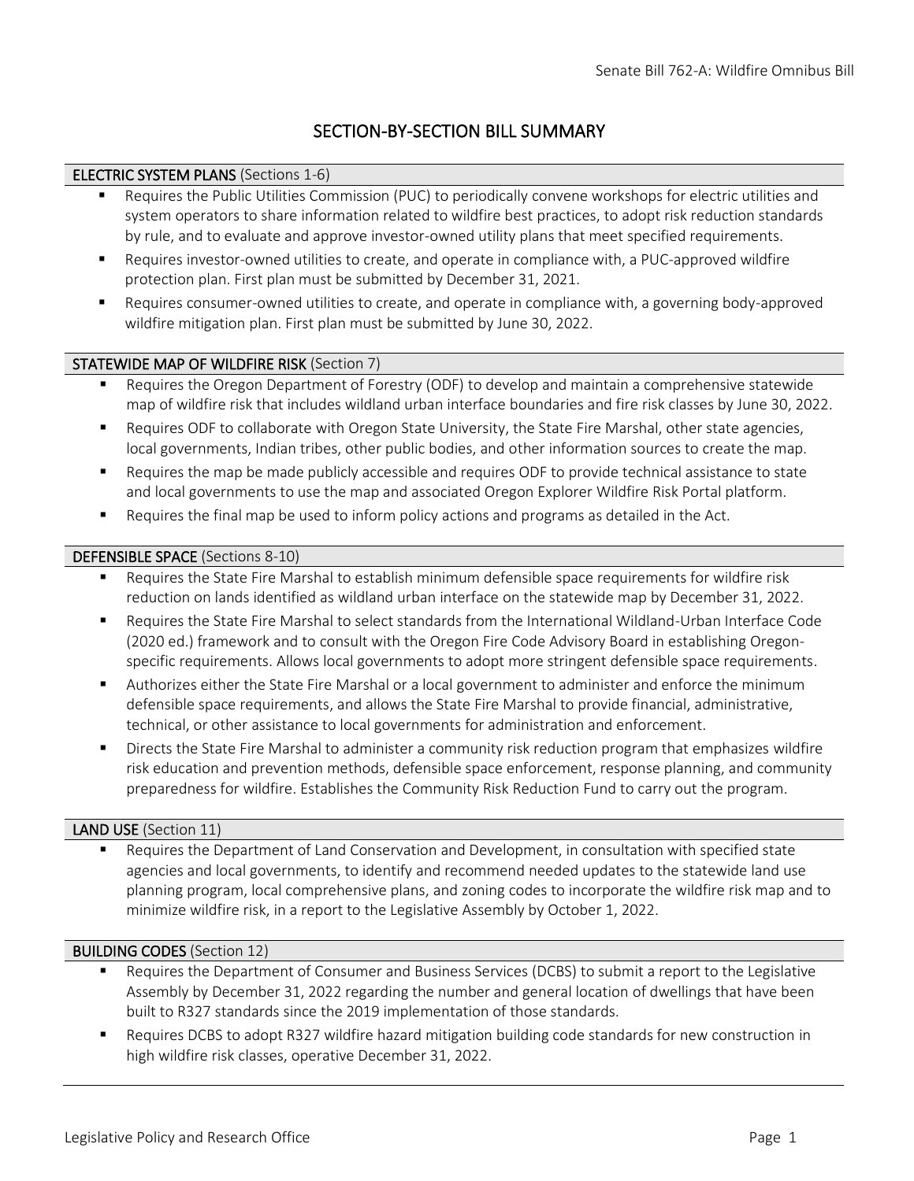# SECTION-BY-SECTION BILL SUMMARY

## ELECTRIC SYSTEM PLANS (Sections 1-6)

- Requires the Public Utilities Commission (PUC) to periodically convene workshops for electric utilities and system operators to share information related to wildfire best practices, to adopt risk reduction standards by rule, and to evaluate and approve investor-owned utility plans that meet specified requirements.
- Requires investor-owned utilities to create, and operate in compliance with, a PUC-approved wildfire protection plan. First plan must be submitted by December 31, 2021.
- Requires consumer-owned utilities to create, and operate in compliance with, a governing body-approved wildfire mitigation plan. First plan must be submitted by June 30, 2022.

## STATEWIDE MAP OF WILDFIRE RISK (Section 7)

- Requires the Oregon Department of Forestry (ODF) to develop and maintain a comprehensive statewide map of wildfire risk that includes wildland urban interface boundaries and fire risk classes by June 30, 2022.
- Requires ODF to collaborate with Oregon State University, the State Fire Marshal, other state agencies, local governments, Indian tribes, other public bodies, and other information sources to create the map.
- Requires the map be made publicly accessible and requires ODF to provide technical assistance to state and local governments to use the map and associated Oregon Explorer Wildfire Risk Portal platform.
- Requires the final map be used to inform policy actions and programs as detailed in the Act.

## DEFENSIBLE SPACE (Sections 8-10)

- Requires the State Fire Marshal to establish minimum defensible space requirements for wildfire risk reduction on lands identified as wildland urban interface on the statewide map by December 31, 2022.
- Requires the State Fire Marshal to select standards from the International Wildland-Urban Interface Code (2020 ed.) framework and to consult with the Oregon Fire Code Advisory Board in establishing Oregon-specific requirements. Allows local governments to adopt more stringent defensible space requirements.
- Authorizes either the State Fire Marshal or a local government to administer and enforce the minimum defensible space requirements, and allows the State Fire Marshal to provide financial, administrative, technical, or other assistance to local governments for administration and enforcement.
- Directs the State Fire Marshal to administer a community risk reduction program that emphasizes wildfire risk education and prevention methods, defensible space enforcement, response planning, and community preparedness for wildfire. Establishes the Community Risk Reduction Fund to carry out the program.

## LAND USE (Section 11)

- Requires the Department of Land Conservation and Development, in consultation with specified state agencies and local governments, to identify and recommend needed updates to the statewide land use planning program, local comprehensive plans, and zoning codes to incorporate the wildfire risk map and to minimize wildfire risk, in a report to the Legislative Assembly by October 1, 2022.

## BUILDING CODES (Section 12)

- Requires the Department of Consumer and Business Services (DCBS) to submit a report to the Legislative Assembly by December 31, 2022 regarding the number and general location of dwellings that have been built to R327 standards since the 2019 implementation of those standards.
- Requires DCBS to adopt R327 wildfire hazard mitigation building code standards for new construction in high wildfire risk classes, operative December 31, 2022.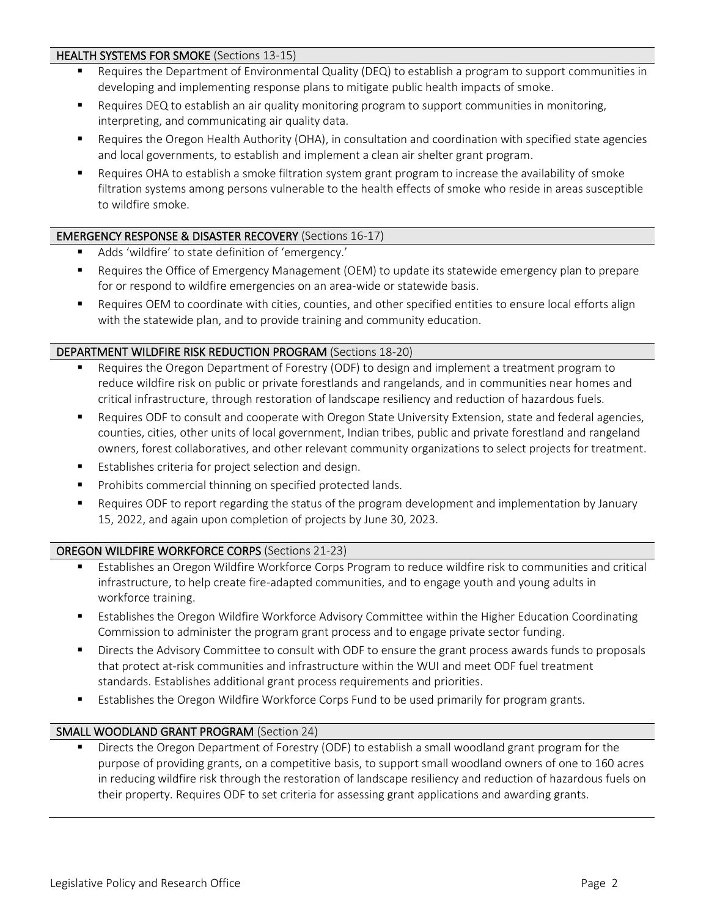**HEALTH SYSTEMS FOR SMOKE** (Sections 13-15)

- Requires the Department of Environmental Quality (DEQ) to establish a program to support communities in developing and implementing response plans to mitigate public health impacts of smoke.
- Requires DEQ to establish an air quality monitoring program to support communities in monitoring, interpreting, and communicating air quality data.
- Requires the Oregon Health Authority (OHA), in consultation and coordination with specified state agencies and local governments, to establish and implement a clean air shelter grant program.
- Requires OHA to establish a smoke filtration system grant program to increase the availability of smoke filtration systems among persons vulnerable to the health effects of smoke who reside in areas susceptible to wildfire smoke.

**EMERGENCY RESPONSE & DISASTER RECOVERY** (Sections 16-17)

- Adds 'wildfire' to state definition of 'emergency.'
- Requires the Office of Emergency Management (OEM) to update its statewide emergency plan to prepare for or respond to wildfire emergencies on an area-wide or statewide basis.
- Requires OEM to coordinate with cities, counties, and other specified entities to ensure local efforts align with the statewide plan, and to provide training and community education.

**DEPARTMENT WILDFIRE RISK REDUCTION PROGRAM** (Sections 18-20)

- Requires the Oregon Department of Forestry (ODF) to design and implement a treatment program to reduce wildfire risk on public or private forestlands and rangelands, and in communities near homes and critical infrastructure, through restoration of landscape resiliency and reduction of hazardous fuels.
- Requires ODF to consult and cooperate with Oregon State University Extension, state and federal agencies, counties, cities, other units of local government, Indian tribes, public and private forestland and rangeland owners, forest collaboratives, and other relevant community organizations to select projects for treatment.
- Establishes criteria for project selection and design.
- Prohibits commercial thinning on specified protected lands.
- Requires ODF to report regarding the status of the program development and implementation by January 15, 2022, and again upon completion of projects by June 30, 2023.

**OREGON WILDFIRE WORKFORCE CORPS** (Sections 21-23)

- Establishes an Oregon Wildfire Workforce Corps Program to reduce wildfire risk to communities and critical infrastructure, to help create fire-adapted communities, and to engage youth and young adults in workforce training.
- Establishes the Oregon Wildfire Workforce Advisory Committee within the Higher Education Coordinating Commission to administer the program grant process and to engage private sector funding.
- Directs the Advisory Committee to consult with ODF to ensure the grant process awards funds to proposals that protect at-risk communities and infrastructure within the WUI and meet ODF fuel treatment standards. Establishes additional grant process requirements and priorities.
- Establishes the Oregon Wildfire Workforce Corps Fund to be used primarily for program grants.

**SMALL WOODLAND GRANT PROGRAM** (Section 24)

- Directs the Oregon Department of Forestry (ODF) to establish a small woodland grant program for the purpose of providing grants, on a competitive basis, to support small woodland owners of one to 160 acres in reducing wildfire risk through the restoration of landscape resiliency and reduction of hazardous fuels on their property. Requires ODF to set criteria for assessing grant applications and awarding grants.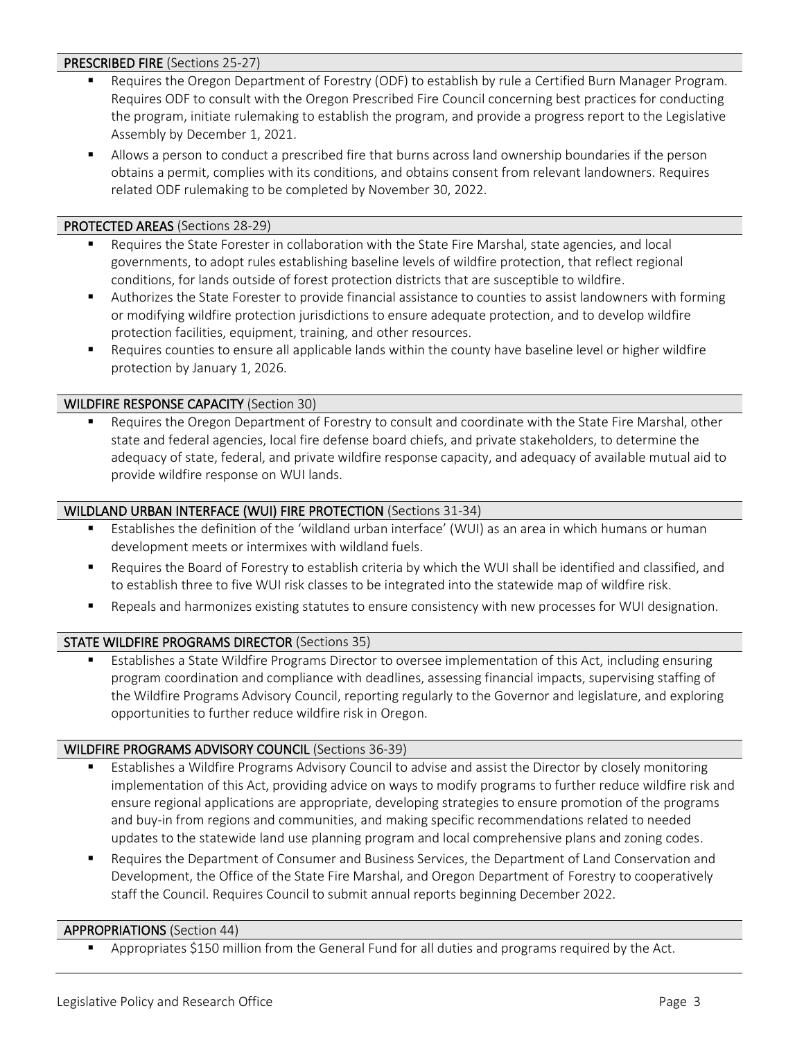**PRESCRIBED FIRE** (Sections 25-27)

- Requires the Oregon Department of Forestry (ODF) to establish by rule a Certified Burn Manager Program. Requires ODF to consult with the Oregon Prescribed Fire Council concerning best practices for conducting the program, initiate rulemaking to establish the program, and provide a progress report to the Legislative Assembly by December 1, 2021.
- Allows a person to conduct a prescribed fire that burns across land ownership boundaries if the person obtains a permit, complies with its conditions, and obtains consent from relevant landowners. Requires related ODF rulemaking to be completed by November 30, 2022.

**PROTECTED AREAS** (Sections 28-29)

- Requires the State Forester in collaboration with the State Fire Marshal, state agencies, and local governments, to adopt rules establishing baseline levels of wildfire protection, that reflect regional conditions, for lands outside of forest protection districts that are susceptible to wildfire.
- Authorizes the State Forester to provide financial assistance to counties to assist landowners with forming or modifying wildfire protection jurisdictions to ensure adequate protection, and to develop wildfire protection facilities, equipment, training, and other resources.
- Requires counties to ensure all applicable lands within the county have baseline level or higher wildfire protection by January 1, 2026.

**WILDFIRE RESPONSE CAPACITY** (Section 30)

- Requires the Oregon Department of Forestry to consult and coordinate with the State Fire Marshal, other state and federal agencies, local fire defense board chiefs, and private stakeholders, to determine the adequacy of state, federal, and private wildfire response capacity, and adequacy of available mutual aid to provide wildfire response on WUI lands.

**WILDLAND URBAN INTERFACE (WUI) FIRE PROTECTION** (Sections 31-34)

- Establishes the definition of the 'wildland urban interface' (WUI) as an area in which humans or human development meets or intermixes with wildland fuels.
- Requires the Board of Forestry to establish criteria by which the WUI shall be identified and classified, and to establish three to five WUI risk classes to be integrated into the statewide map of wildfire risk.
- Repeals and harmonizes existing statutes to ensure consistency with new processes for WUI designation.

**STATE WILDFIRE PROGRAMS DIRECTOR** (Sections 35)

- Establishes a State Wildfire Programs Director to oversee implementation of this Act, including ensuring program coordination and compliance with deadlines, assessing financial impacts, supervising staffing of the Wildfire Programs Advisory Council, reporting regularly to the Governor and legislature, and exploring opportunities to further reduce wildfire risk in Oregon.

**WILDFIRE PROGRAMS ADVISORY COUNCIL** (Sections 36-39)

- Establishes a Wildfire Programs Advisory Council to advise and assist the Director by closely monitoring implementation of this Act, providing advice on ways to modify programs to further reduce wildfire risk and ensure regional applications are appropriate, developing strategies to ensure promotion of the programs and buy-in from regions and communities, and making specific recommendations related to needed updates to the statewide land use planning program and local comprehensive plans and zoning codes.
- Requires the Department of Consumer and Business Services, the Department of Land Conservation and Development, the Office of the State Fire Marshal, and Oregon Department of Forestry to cooperatively staff the Council. Requires Council to submit annual reports beginning December 2022.

**APPROPRIATIONS** (Section 44)

- Appropriates $150 million from the General Fund for all duties and programs required by the Act.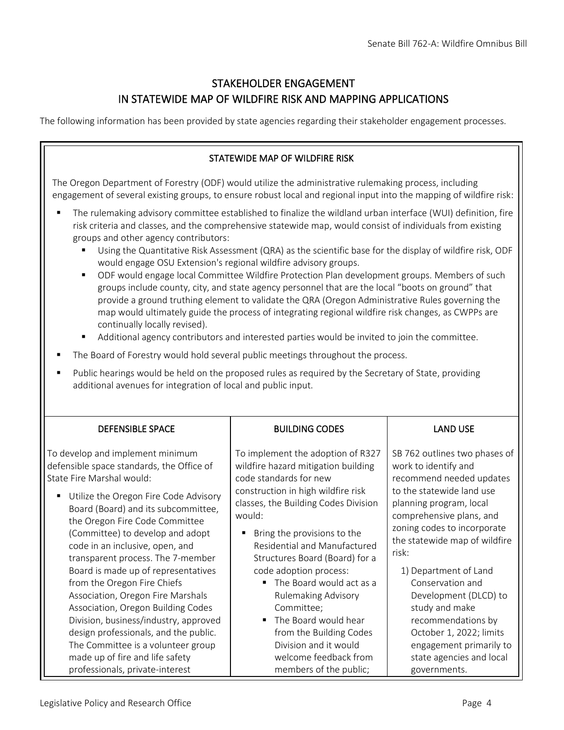# STAKEHOLDER ENGAGEMENT IN STATEWIDE MAP OF WILDFIRE RISK AND MAPPING APPLICATIONS

The following information has been provided by state agencies regarding their stakeholder engagement processes.

## STATEWIDE MAP OF WILDFIRE RISK

The Oregon Department of Forestry (ODF) would utilize the administrative rulemaking process, including engagement of several existing groups, to ensure robust local and regional input into the mapping of wildfire risk:

- The rulemaking advisory committee established to finalize the wildland urban interface (WUI) definition, fire risk criteria and classes, and the comprehensive statewide map, would consist of individuals from existing groups and other agency contributors:
  - Using the Quantitative Risk Assessment (QRA) as the scientific base for the display of wildfire risk, ODF would engage OSU Extension's regional wildfire advisory groups.
  - ODF would engage local Committee Wildfire Protection Plan development groups. Members of such groups include county, city, and state agency personnel that are the local "boots on ground" that provide a ground truthing element to validate the QRA (Oregon Administrative Rules governing the map would ultimately guide the process of integrating regional wildfire risk changes, as CWPPs are continually locally revised).
  - Additional agency contributors and interested parties would be invited to join the committee.
- The Board of Forestry would hold several public meetings throughout the process.
- Public hearings would be held on the proposed rules as required by the Secretary of State, providing additional avenues for integration of local and public input.

## DEFENSIBLE SPACE

To develop and implement minimum defensible space standards, the Office of State Fire Marshal would:

- Utilize the Oregon Fire Code Advisory Board (Board) and its subcommittee, the Oregon Fire Code Committee (Committee) to develop and adopt code in an inclusive, open, and transparent process. The 7-member Board is made up of representatives from the Oregon Fire Chiefs Association, Oregon Fire Marshals Association, Oregon Building Codes Division, business/industry, approved design professionals, and the public. The Committee is a volunteer group made up of fire and life safety professionals, private-interest

## BUILDING CODES

To implement the adoption of R327 wildfire hazard mitigation building code standards for new construction in high wildfire risk classes, the Building Codes Division would:

- Bring the provisions to the Residential and Manufactured Structures Board (Board) for a code adoption process:
  - The Board would act as a Rulemaking Advisory Committee;
  - The Board would hear from the Building Codes Division and it would welcome feedback from members of the public;

## LAND USE

SB 762 outlines two phases of work to identify and recommend needed updates to the statewide land use planning program, local comprehensive plans, and zoning codes to incorporate the statewide map of wildfire risk:

1) Department of Land Conservation and Development (DLCD) to study and make recommendations by October 1, 2022; limits engagement primarily to state agencies and local governments.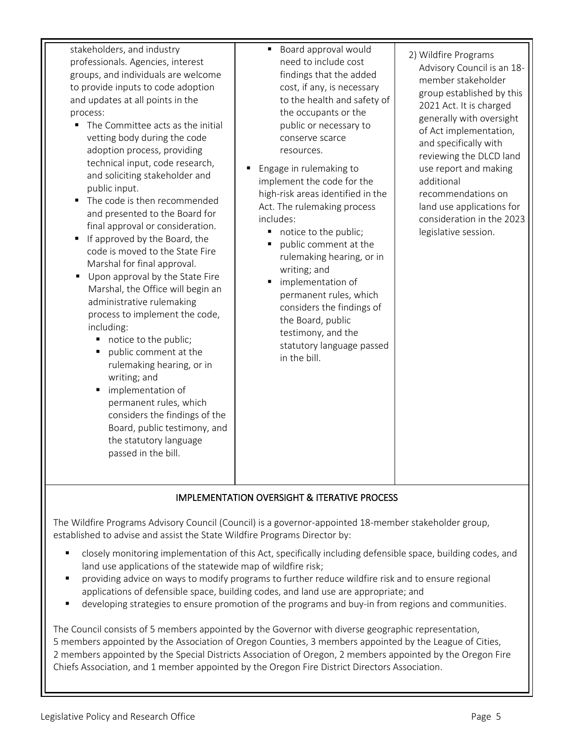| | | |
|---|---|---|
| stakeholders, and industry professionals. Agencies, interest groups, and individuals are welcome to provide inputs to code adoption and updates at all points in the process:<br>▪ The Committee acts as the initial vetting body during the code adoption process, providing technical input, code research, and soliciting stakeholder and public input.<br>▪ The code is then recommended and presented to the Board for final approval or consideration.<br>▪ If approved by the Board, the code is moved to the State Fire Marshal for final approval.<br>▪ Upon approval by the State Fire Marshal, the Office will begin an administrative rulemaking process to implement the code, including:<br>  ▪ notice to the public;<br>  ▪ public comment at the rulemaking hearing, or in writing; and<br>  ▪ implementation of permanent rules, which considers the findings of the Board, public testimony, and the statutory language passed in the bill. | ▪ Board approval would need to include cost findings that the added cost, if any, is necessary to the health and safety of the occupants or the public or necessary to conserve scarce resources.<br>▪ Engage in rulemaking to implement the code for the high-risk areas identified in the Act. The rulemaking process includes:<br>  ▪ notice to the public;<br>  ▪ public comment at the rulemaking hearing, or in writing; and<br>  ▪ implementation of permanent rules, which considers the findings of the Board, public testimony, and the statutory language passed in the bill. | 2) Wildfire Programs Advisory Council is an 18-member stakeholder group established by this 2021 Act. It is charged generally with oversight of Act implementation, and specifically with reviewing the DLCD land use report and making additional recommendations on land use applications for consideration in the 2023 legislative session. |

## IMPLEMENTATION OVERSIGHT & ITERATIVE PROCESS

The Wildfire Programs Advisory Council (Council) is a governor-appointed 18-member stakeholder group, established to advise and assist the State Wildfire Programs Director by:

- closely monitoring implementation of this Act, specifically including defensible space, building codes, and land use applications of the statewide map of wildfire risk;
- providing advice on ways to modify programs to further reduce wildfire risk and to ensure regional applications of defensible space, building codes, and land use are appropriate; and
- developing strategies to ensure promotion of the programs and buy-in from regions and communities.

The Council consists of 5 members appointed by the Governor with diverse geographic representation, 5 members appointed by the Association of Oregon Counties, 3 members appointed by the League of Cities, 2 members appointed by the Special Districts Association of Oregon, 2 members appointed by the Oregon Fire Chiefs Association, and 1 member appointed by the Oregon Fire District Directors Association.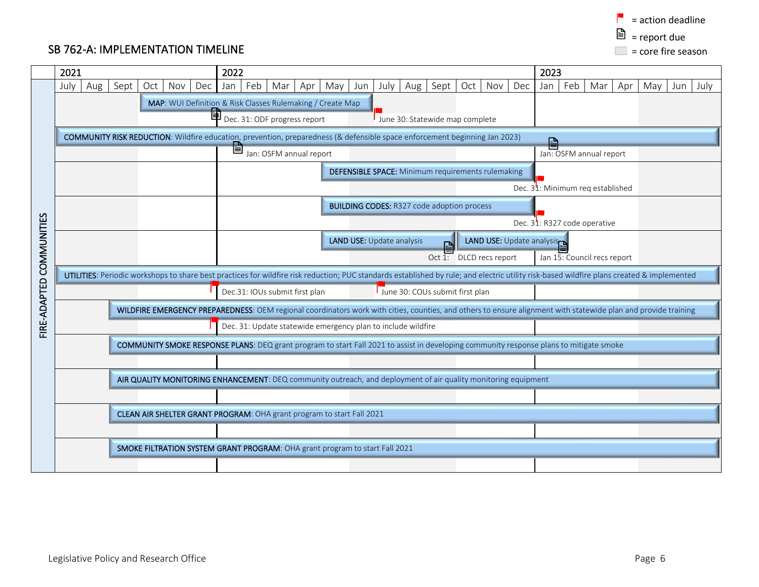## SB 762-A: IMPLEMENTATION TIMELINE

Legend:
- 🚩 = action deadline
- 📄 = report due
- (shaded) = core fire season

**FIRE-ADAPTED COMMUNITIES**

Timeline: 2021 (July – Dec), 2022 (Jan – Dec), 2023 (Jan – July)

**MAP**: WUI Definition & Risk Classes Rulemaking / Create Map
- Dec. 31: ODF progress report
- June 30: Statewide map complete

**COMMUNITY RISK REDUCTION**: Wildfire education, prevention, preparedness (& defensible space enforcement beginning Jan 2023)
- Jan: OSFM annual report
- Jan: OSFM annual report

**DEFENSIBLE SPACE:** Minimum requirements rulemaking
- Dec. 31: Minimum req established

**BUILDING CODES:** R327 code adoption process
- Dec. 31: R327 code operative

**LAND USE:** Update analysis
- Oct 1: DLCD recs report

**LAND USE:** Update analysis
- Jan 15: Council recs report

**UTILITIES**: Periodic workshops to share best practices for wildfire risk reduction; PUC standards established by rule; and electric utility risk-based wildfire plans created & implemented
- Dec.31: IOUs submit first plan
- June 30: COUs submit first plan

**WILDFIRE EMERGENCY PREPAREDNESS**: OEM regional coordinators work with cities, counties, and others to ensure alignment with statewide plan and provide training
- Dec. 31: Update statewide emergency plan to include wildfire

**COMMUNITY SMOKE RESPONSE PLANS**: DEQ grant program to start Fall 2021 to assist in developing community response plans to mitigate smoke

**AIR QUALITY MONITORING ENHANCEMENT**: DEQ community outreach, and deployment of air quality monitoring equipment

**CLEAN AIR SHELTER GRANT PROGRAM**: OHA grant program to start Fall 2021

**SMOKE FILTRATION SYSTEM GRANT PROGRAM**: OHA grant program to start Fall 2021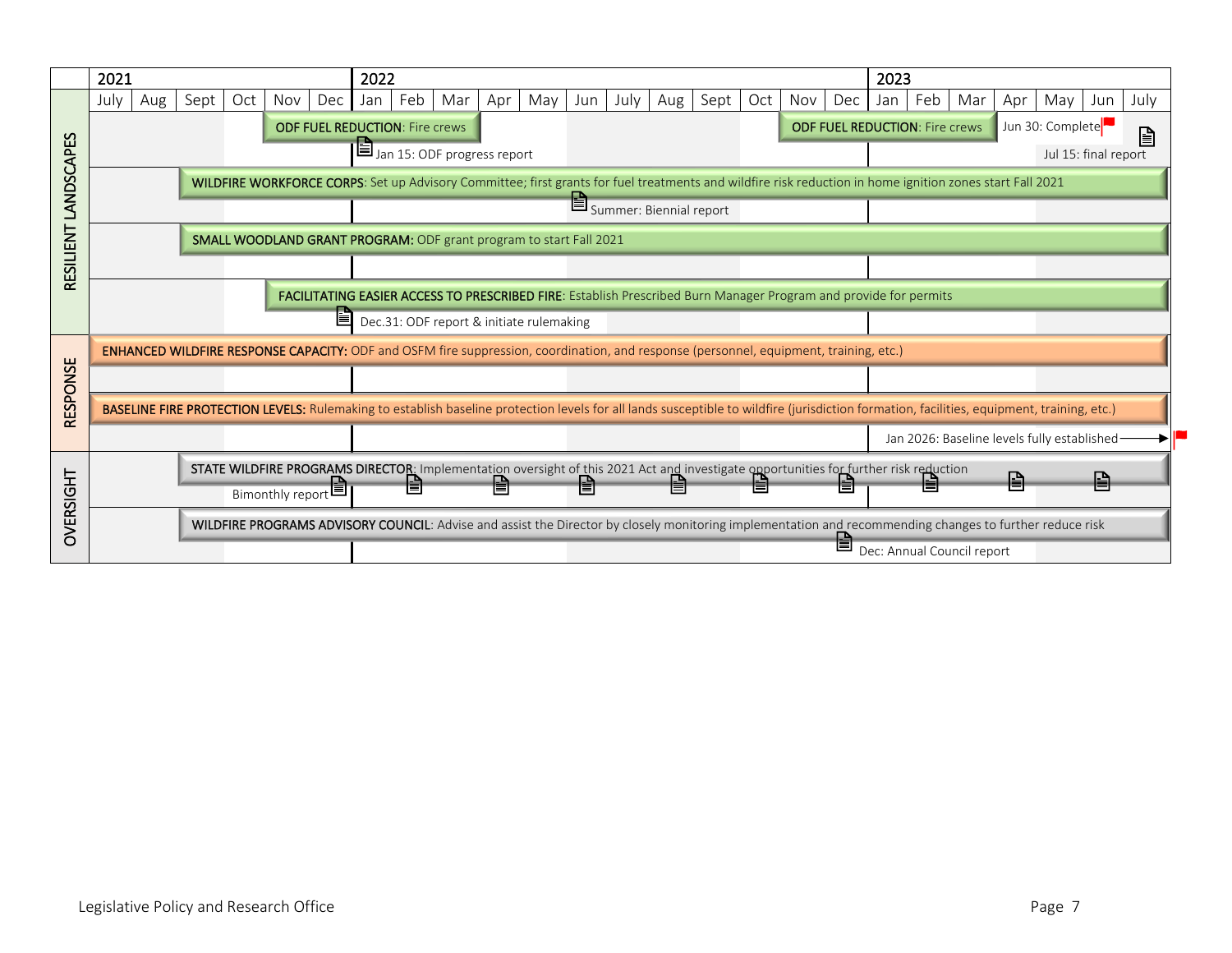2021

July Aug Sept Oct Nov Dec

2022

Jan Feb Mar Apr May Jun July Aug Sept Oct Nov Dec

2023

Jan Feb Mar Apr May Jun July

RESILIENT LANDSCAPES

**ODF FUEL REDUCTION**: Fire crews

Jan 15: ODF progress report

**ODF FUEL REDUCTION**: Fire crews

Jun 30: Complete

Jul 15: final report

**WILDFIRE WORKFORCE CORPS**: Set up Advisory Committee; first grants for fuel treatments and wildfire risk reduction in home ignition zones start Fall 2021

Summer: Biennial report

**SMALL WOODLAND GRANT PROGRAM:** ODF grant program to start Fall 2021

**FACILITATING EASIER ACCESS TO PRESCRIBED FIRE**: Establish Prescribed Burn Manager Program and provide for permits

Dec.31: ODF report & initiate rulemaking

RESPONSE

**ENHANCED WILDFIRE RESPONSE CAPACITY:** ODF and OSFM fire suppression, coordination, and response (personnel, equipment, training, etc.)

**BASELINE FIRE PROTECTION LEVELS:** Rulemaking to establish baseline protection levels for all lands susceptible to wildfire (jurisdiction formation, facilities, equipment, training, etc.)

Jan 2026: Baseline levels fully established

OVERSIGHT

**STATE WILDFIRE PROGRAMS DIRECTOR**: Implementation oversight of this 2021 Act and investigate opportunities for further risk reduction

Bimonthly report

**WILDFIRE PROGRAMS ADVISORY COUNCIL**: Advise and assist the Director by closely monitoring implementation and recommending changes to further reduce risk

Dec: Annual Council report